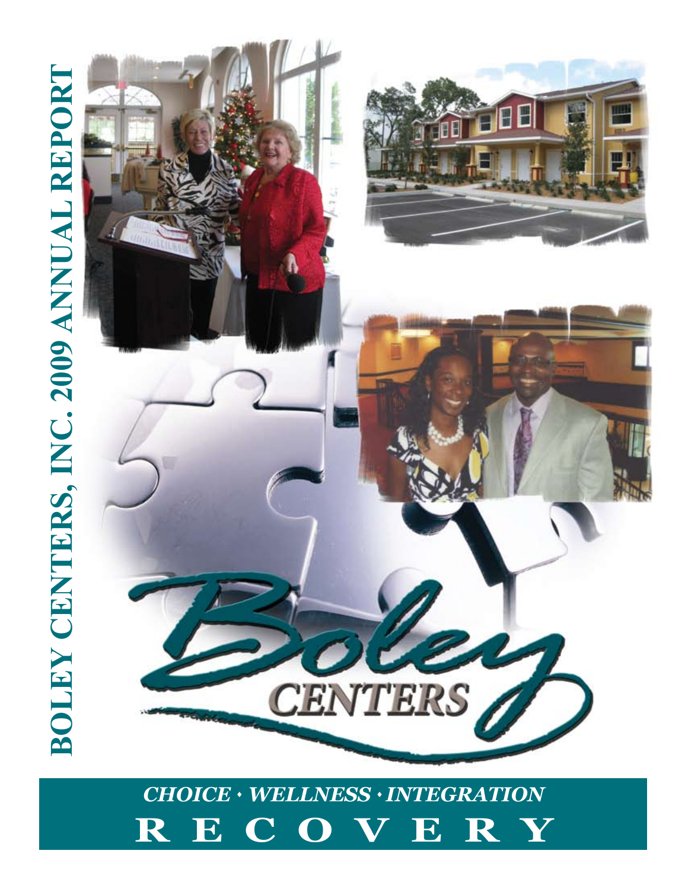# BOLEY CENTERS, INC. 2009 ANNUAL REPORT

Boley CENTERS

*CHOICE • WELLNESS • INTEGRATION*

**R E C O V E R Y**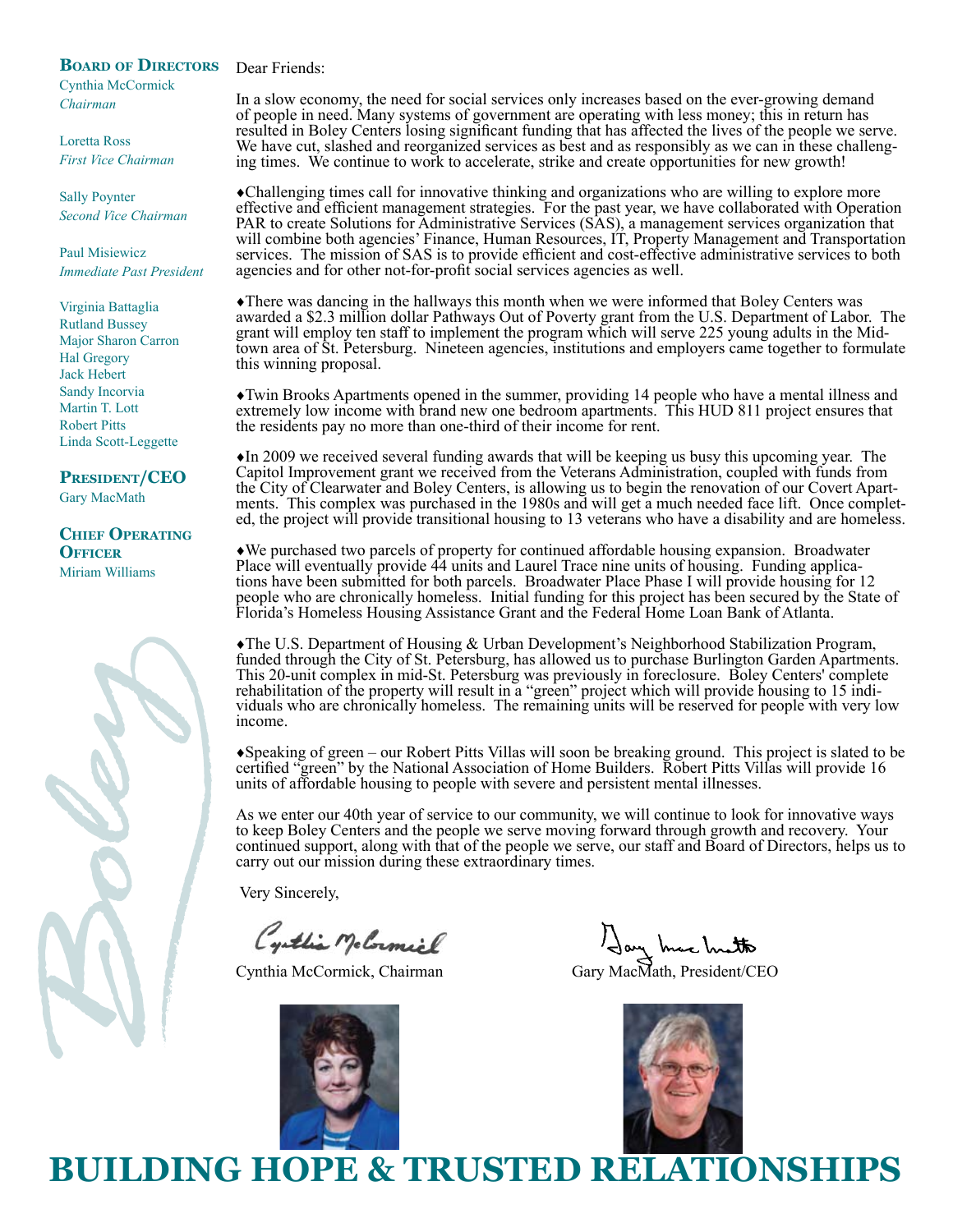**Board of Directors**

Cynthia McCormick
*Chairman*

Loretta Ross
*First Vice Chairman*

Sally Poynter
*Second Vice Chairman*

Paul Misiewicz
*Immediate Past President*

Virginia Battaglia
Rutland Bussey
Major Sharon Carron
Hal Gregory
Jack Hebert
Sandy Incorvia
Martin T. Lott
Robert Pitts
Linda Scott-Leggette

**President/CEO**

Gary MacMath

**Chief Operating Officer**

Miriam Williams

Dear Friends:

In a slow economy, the need for social services only increases based on the ever-growing demand of people in need. Many systems of government are operating with less money; this in return has resulted in Boley Centers losing significant funding that has affected the lives of the people we serve. We have cut, slashed and reorganized services as best and as responsibly as we can in these challenging times. We continue to work to accelerate, strike and create opportunities for new growth!

♦Challenging times call for innovative thinking and organizations who are willing to explore more effective and efficient management strategies. For the past year, we have collaborated with Operation PAR to create Solutions for Administrative Services (SAS), a management services organization that will combine both agencies' Finance, Human Resources, IT, Property Management and Transportation services. The mission of SAS is to provide efficient and cost-effective administrative services to both agencies and for other not-for-profit social services agencies as well.

♦There was dancing in the hallways this month when we were informed that Boley Centers was awarded a $2.3 million dollar Pathways Out of Poverty grant from the U.S. Department of Labor. The grant will employ ten staff to implement the program which will serve 225 young adults in the Midtown area of St. Petersburg. Nineteen agencies, institutions and employers came together to formulate this winning proposal.

♦Twin Brooks Apartments opened in the summer, providing 14 people who have a mental illness and extremely low income with brand new one bedroom apartments. This HUD 811 project ensures that the residents pay no more than one-third of their income for rent.

♦In 2009 we received several funding awards that will be keeping us busy this upcoming year. The Capitol Improvement grant we received from the Veterans Administration, coupled with funds from the City of Clearwater and Boley Centers, is allowing us to begin the renovation of our Covert Apartments. This complex was purchased in the 1980s and will get a much needed face lift. Once completed, the project will provide transitional housing to 13 veterans who have a disability and are homeless.

♦We purchased two parcels of property for continued affordable housing expansion. Broadwater Place will eventually provide 44 units and Laurel Trace nine units of housing. Funding applications have been submitted for both parcels. Broadwater Place Phase I will provide housing for 12 people who are chronically homeless. Initial funding for this project has been secured by the State of Florida's Homeless Housing Assistance Grant and the Federal Home Loan Bank of Atlanta.

♦The U.S. Department of Housing & Urban Development's Neighborhood Stabilization Program, funded through the City of St. Petersburg, has allowed us to purchase Burlington Garden Apartments. This 20-unit complex in mid-St. Petersburg was previously in foreclosure. Boley Centers' complete rehabilitation of the property will result in a "green" project which will provide housing to 15 individuals who are chronically homeless. The remaining units will be reserved for people with very low income.

♦Speaking of green – our Robert Pitts Villas will soon be breaking ground. This project is slated to be certified "green" by the National Association of Home Builders. Robert Pitts Villas will provide 16 units of affordable housing to people with severe and persistent mental illnesses.

As we enter our 40th year of service to our community, we will continue to look for innovative ways to keep Boley Centers and the people we serve moving forward through growth and recovery. Your continued support, along with that of the people we serve, our staff and Board of Directors, helps us to carry out our mission during these extraordinary times.

Very Sincerely,

Cynthia McCormick, Chairman

Gary MacMath, President/CEO

# BUILDING HOPE & TRUSTED RELATIONSHIPS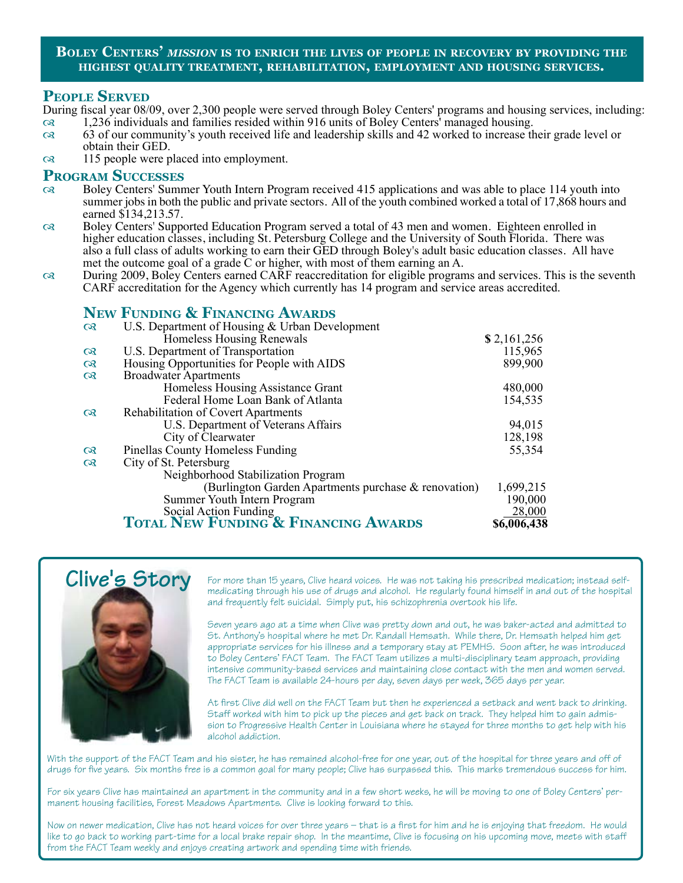**Boley Centers' *mission* is to enrich the lives of people in recovery by providing the highest quality treatment, rehabilitation, employment and housing services.**

## People Served

During fiscal year 08/09, over 2,300 people were served through Boley Centers' programs and housing services, including:

- 1,236 individuals and families resided within 916 units of Boley Centers' managed housing.
- 63 of our community's youth received life and leadership skills and 42 worked to increase their grade level or obtain their GED.
- 115 people were placed into employment.

## Program Successes

- Boley Centers' Summer Youth Intern Program received 415 applications and was able to place 114 youth into summer jobs in both the public and private sectors. All of the youth combined worked a total of 17,868 hours and earned $134,213.57.
- Boley Centers' Supported Education Program served a total of 43 men and women. Eighteen enrolled in higher education classes, including St. Petersburg College and the University of South Florida. There was also a full class of adults working to earn their GED through Boley's adult basic education classes. All have met the outcome goal of a grade C or higher, with most of them earning an A.
- During 2009, Boley Centers earned CARF reaccreditation for eligible programs and services. This is the seventh CARF accreditation for the Agency which currently has 14 program and service areas accredited.

## New Funding & Financing Awards

| Source | Amount |
|---|---|
| U.S. Department of Housing & Urban Development | |
| Homeless Housing Renewals | $ 2,161,256 |
| U.S. Department of Transportation | 115,965 |
| Housing Opportunities for People with AIDS | 899,900 |
| Broadwater Apartments | |
| Homeless Housing Assistance Grant | 480,000 |
| Federal Home Loan Bank of Atlanta | 154,535 |
| Rehabilitation of Covert Apartments | |
| U.S. Department of Veterans Affairs | 94,015 |
| City of Clearwater | 128,198 |
| Pinellas County Homeless Funding | 55,354 |
| City of St. Petersburg | |
| Neighborhood Stabilization Program (Burlington Garden Apartments purchase & renovation) | 1,699,215 |
| Summer Youth Intern Program | 190,000 |
| Social Action Funding | 28,000 |
| **Total New Funding & Financing Awards** | **$6,006,438** |

## Clive's Story

For more than 15 years, Clive heard voices. He was not taking his prescribed medication; instead self-medicating through his use of drugs and alcohol. He regularly found himself in and out of the hospital and frequently felt suicidal. Simply put, his schizophrenia overtook his life.

Seven years ago at a time when Clive was pretty down and out, he was baker-acted and admitted to St. Anthony's hospital where he met Dr. Randall Hemsath. While there, Dr. Hemsath helped him get appropriate services for his illness and a temporary stay at PEMHS. Soon after, he was introduced to Boley Centers' FACT Team. The FACT Team utilizes a multi-disciplinary team approach, providing intensive community-based services and maintaining close contact with the men and women served. The FACT Team is available 24-hours per day, seven days per week, 365 days per year.

At first Clive did well on the FACT Team but then he experienced a setback and went back to drinking. Staff worked with him to pick up the pieces and get back on track. They helped him to gain admission to Progressive Health Center in Louisiana where he stayed for three months to get help with his alcohol addiction.

With the support of the FACT Team and his sister, he has remained alcohol-free for one year, out of the hospital for three years and off of drugs for five years. Six months free is a common goal for many people; Clive has surpassed this. This marks tremendous success for him.

For six years Clive has maintained an apartment in the community and in a few short weeks, he will be moving to one of Boley Centers' permanent housing facilities, Forest Meadows Apartments. Clive is looking forward to this.

Now on newer medication, Clive has not heard voices for over three years – that is a first for him and he is enjoying that freedom. He would like to go back to working part-time for a local brake repair shop. In the meantime, Clive is focusing on his upcoming move, meets with staff from the FACT Team weekly and enjoys creating artwork and spending time with friends.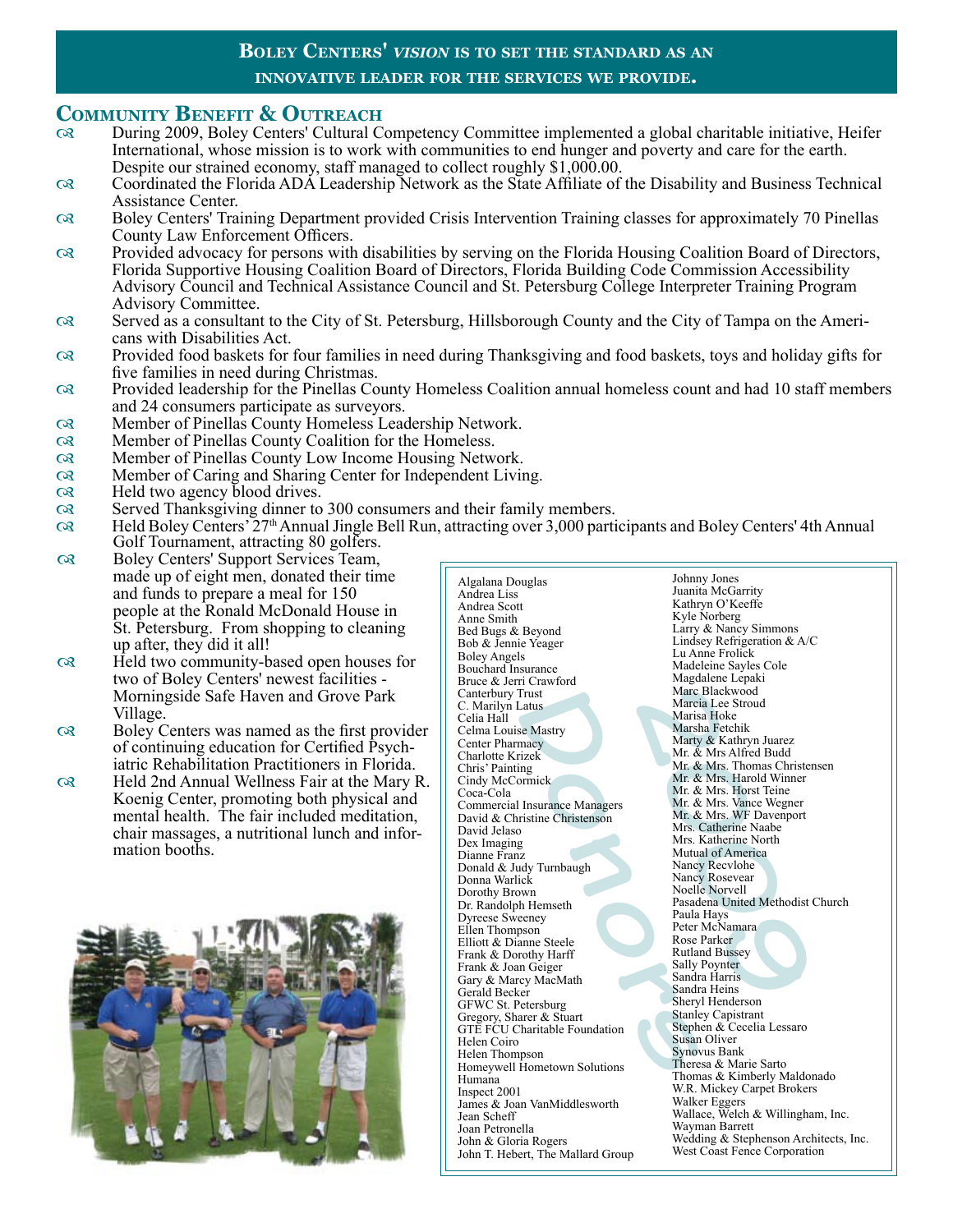**Boley Centers' *vision* is to set the standard as an innovative leader for the services we provide.**

## Community Benefit & Outreach

- During 2009, Boley Centers' Cultural Competency Committee implemented a global charitable initiative, Heifer International, whose mission is to work with communities to end hunger and poverty and care for the earth. Despite our strained economy, staff managed to collect roughly $1,000.00.
- Coordinated the Florida ADA Leadership Network as the State Affiliate of the Disability and Business Technical Assistance Center.
- Boley Centers' Training Department provided Crisis Intervention Training classes for approximately 70 Pinellas County Law Enforcement Officers.
- Provided advocacy for persons with disabilities by serving on the Florida Housing Coalition Board of Directors, Florida Supportive Housing Coalition Board of Directors, Florida Building Code Commission Accessibility Advisory Council and Technical Assistance Council and St. Petersburg College Interpreter Training Program Advisory Committee.
- Served as a consultant to the City of St. Petersburg, Hillsborough County and the City of Tampa on the Americans with Disabilities Act.
- Provided food baskets for four families in need during Thanksgiving and food baskets, toys and holiday gifts for five families in need during Christmas.
- Provided leadership for the Pinellas County Homeless Coalition annual homeless count and had 10 staff members and 24 consumers participate as surveyors.
- Member of Pinellas County Homeless Leadership Network.
- Member of Pinellas County Coalition for the Homeless.
- Member of Pinellas County Low Income Housing Network.
- Member of Caring and Sharing Center for Independent Living.
- Held two agency blood drives.
- Served Thanksgiving dinner to 300 consumers and their family members.
- Held Boley Centers' 27th Annual Jingle Bell Run, attracting over 3,000 participants and Boley Centers' 4th Annual Golf Tournament, attracting 80 golfers.
- Boley Centers' Support Services Team, made up of eight men, donated their time and funds to prepare a meal for 150 people at the Ronald McDonald House in St. Petersburg. From shopping to cleaning up after, they did it all!
- Held two community-based open houses for two of Boley Centers' newest facilities - Morningside Safe Haven and Grove Park Village.
- Boley Centers was named as the first provider of continuing education for Certified Psychiatric Rehabilitation Practitioners in Florida.
- Held 2nd Annual Wellness Fair at the Mary R. Koenig Center, promoting both physical and mental health. The fair included meditation, chair massages, a nutritional lunch and information booths.

### 2009 Donors

Algalana Douglas
Andrea Liss
Andrea Scott
Anne Smith
Bed Bugs & Beyond
Bob & Jennie Yeager
Boley Angels
Bouchard Insurance
Bruce & Jerri Crawford
Canterbury Trust
C. Marilyn Latus
Celia Hall
Celma Louise Mastry
Center Pharmacy
Charlotte Krizek
Chris' Painting
Cindy McCormick
Coca-Cola
Commercial Insurance Managers
David & Christine Christenson
David Jelaso
Dex Imaging
Dianne Franz
Donald & Judy Turnbaugh
Donna Warlick
Dorothy Brown
Dr. Randolph Hemseth
Dyreese Sweeney
Ellen Thompson
Elliott & Dianne Steele
Frank & Dorothy Harff
Frank & Joan Geiger
Gary & Marcy MacMath
Gerald Becker
GFWC St. Petersburg
Gregory, Sharer & Stuart
GTE FCU Charitable Foundation
Helen Coiro
Helen Thompson
Homeywell Hometown Solutions
Humana
Inspect 2001
James & Joan VanMiddlesworth
Jean Scheff
Joan Petronella
John & Gloria Rogers
John T. Hebert, The Mallard Group
Johnny Jones
Juanita McGarrity
Kathryn O'Keeffe
Kyle Norberg
Larry & Nancy Simmons
Lindsey Refrigeration & A/C
Lu Anne Frolick
Madeleine Sayles Cole
Magdalene Lepaki
Marc Blackwood
Marcia Lee Stroud
Marisa Hoke
Marsha Fetchik
Marty & Kathryn Juarez
Mr. & Mrs Alfred Budd
Mr. & Mrs. Thomas Christensen
Mr. & Mrs. Harold Winner
Mr. & Mrs. Horst Teine
Mr. & Mrs. Vance Wegner
Mr. & Mrs. WF Davenport
Mrs. Catherine Naabe
Mrs. Katherine North
Mutual of America
Nancy Recvlohe
Nancy Rosevear
Noelle Norvell
Pasadena United Methodist Church
Paula Hays
Peter McNamara
Rose Parker
Rutland Bussey
Sally Poynter
Sandra Harris
Sandra Heins
Sheryl Henderson
Stanley Capistrant
Stephen & Cecelia Lessaro
Susan Oliver
Synovus Bank
Theresa & Marie Sarto
Thomas & Kimberly Maldonado
W.R. Mickey Carpet Brokers
Walker Eggers
Wallace, Welch & Willingham, Inc.
Wayman Barrett
Wedding & Stephenson Architects, Inc.
West Coast Fence Corporation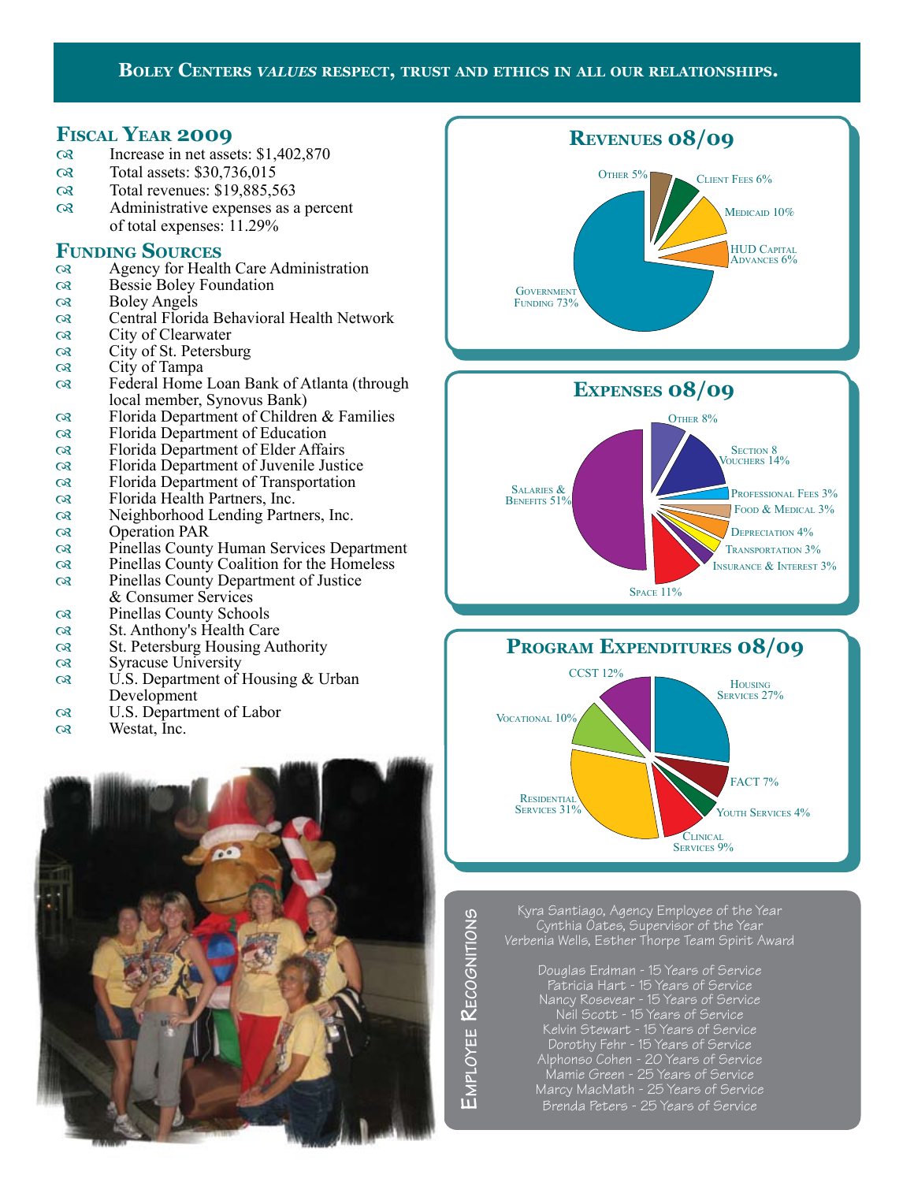**Boley Centers *values* respect, trust and ethics in all our relationships.**

## Fiscal Year 2009

- Increase in net assets: $1,402,870
- Total assets: $30,736,015
- Total revenues: $19,885,563
- Administrative expenses as a percent of total expenses: 11.29%

## Funding Sources

- Agency for Health Care Administration
- Bessie Boley Foundation
- Boley Angels
- Central Florida Behavioral Health Network
- City of Clearwater
- City of St. Petersburg
- City of Tampa
- Federal Home Loan Bank of Atlanta (through local member, Synovus Bank)
- Florida Department of Children & Families
- Florida Department of Education
- Florida Department of Elder Affairs
- Florida Department of Juvenile Justice
- Florida Department of Transportation
- Florida Health Partners, Inc.
- Neighborhood Lending Partners, Inc.
- Operation PAR
- Pinellas County Human Services Department
- Pinellas County Coalition for the Homeless
- Pinellas County Department of Justice & Consumer Services
- Pinellas County Schools
- St. Anthony's Health Care
- St. Petersburg Housing Authority
- Syracuse University
- U.S. Department of Housing & Urban Development
- U.S. Department of Labor
- Westat, Inc.

## Revenues 08/09

| Source | Percent |
|---|---|
| Government Funding | 73% |
| Other | 5% |
| Client Fees | 6% |
| Medicaid | 10% |
| HUD Capital Advances | 6% |

## Expenses 08/09

| Category | Percent |
|---|---|
| Salaries & Benefits | 51% |
| Other | 8% |
| Section 8 Vouchers | 14% |
| Professional Fees | 3% |
| Food & Medical | 3% |
| Depreciation | 4% |
| Transportation | 3% |
| Insurance & Interest | 3% |
| Space | 11% |

## Program Expenditures 08/09

| Program | Percent |
|---|---|
| Housing Services | 27% |
| FACT | 7% |
| Youth Services | 4% |
| Clinical Services | 9% |
| Residential Services | 31% |
| Vocational | 10% |
| CCST | 12% |

## Employee Recognitions

Kyra Santiago, Agency Employee of the Year
Cynthia Oates, Supervisor of the Year
Verbenia Wells, Esther Thorpe Team Spirit Award

Douglas Erdman - 15 Years of Service
Patricia Hart - 15 Years of Service
Nancy Rosevear - 15 Years of Service
Neil Scott - 15 Years of Service
Kelvin Stewart - 15 Years of Service
Dorothy Fehr - 15 Years of Service
Alphonso Cohen - 20 Years of Service
Mamie Green - 25 Years of Service
Marcy MacMath - 25 Years of Service
Brenda Peters - 25 Years of Service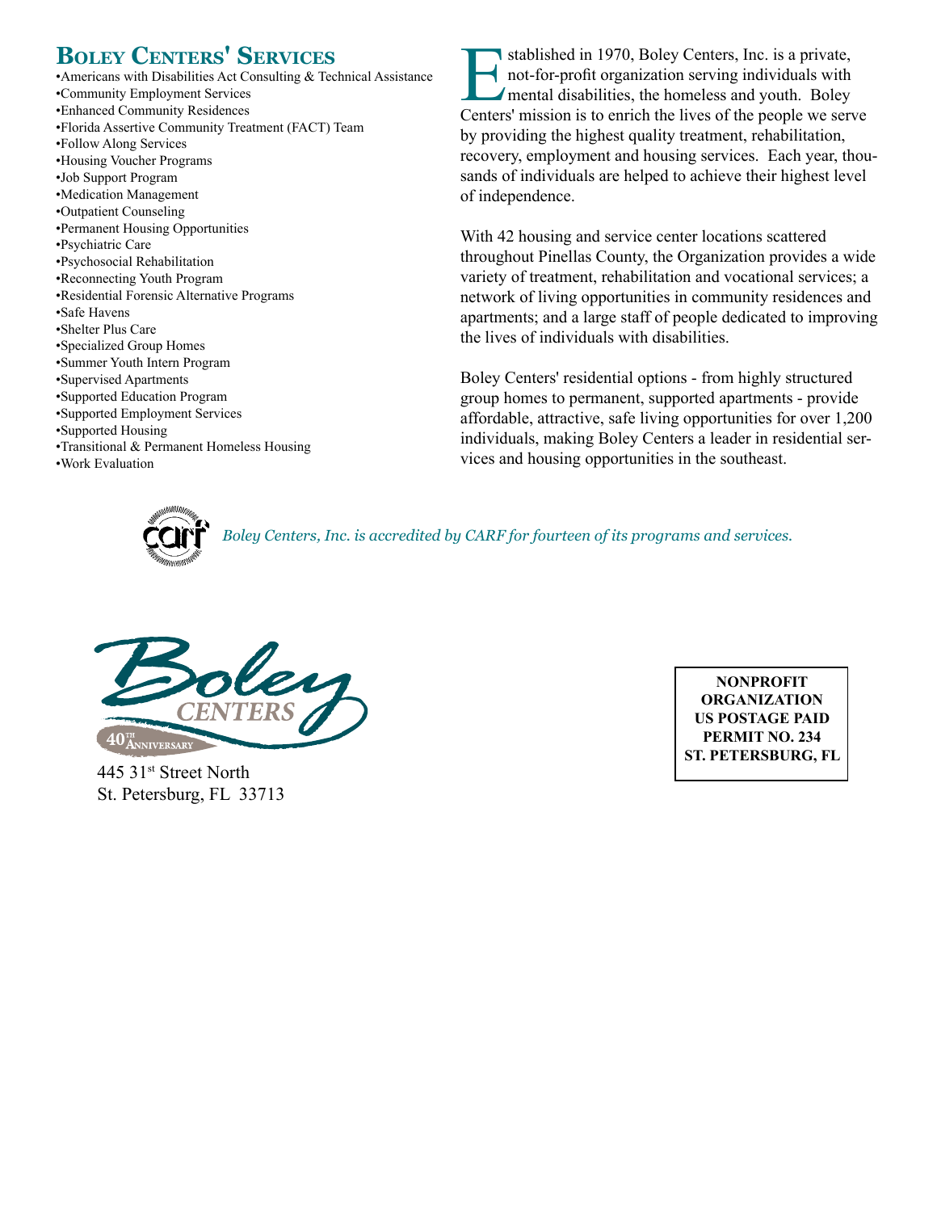## Boley Centers' Services

- Americans with Disabilities Act Consulting & Technical Assistance
- Community Employment Services
- Enhanced Community Residences
- Florida Assertive Community Treatment (FACT) Team
- Follow Along Services
- Housing Voucher Programs
- Job Support Program
- Medication Management
- Outpatient Counseling
- Permanent Housing Opportunities
- Psychiatric Care
- Psychosocial Rehabilitation
- Reconnecting Youth Program
- Residential Forensic Alternative Programs
- Safe Havens
- Shelter Plus Care
- Specialized Group Homes
- Summer Youth Intern Program
- Supervised Apartments
- Supported Education Program
- Supported Employment Services
- Supported Housing
- Transitional & Permanent Homeless Housing
- Work Evaluation

Established in 1970, Boley Centers, Inc. is a private, not-for-profit organization serving individuals with mental disabilities, the homeless and youth. Boley Centers' mission is to enrich the lives of the people we serve by providing the highest quality treatment, rehabilitation, recovery, employment and housing services. Each year, thousands of individuals are helped to achieve their highest level of independence.

With 42 housing and service center locations scattered throughout Pinellas County, the Organization provides a wide variety of treatment, rehabilitation and vocational services; a network of living opportunities in community residences and apartments; and a large staff of people dedicated to improving the lives of individuals with disabilities.

Boley Centers' residential options - from highly structured group homes to permanent, supported apartments - provide affordable, attractive, safe living opportunities for over 1,200 individuals, making Boley Centers a leader in residential services and housing opportunities in the southeast.

*Boley Centers, Inc. is accredited by CARF for fourteen of its programs and services.*

Boley Centers
40th Anniversary

445 31st Street North
St. Petersburg, FL 33713

**NONPROFIT ORGANIZATION**
**US POSTAGE PAID**
**PERMIT NO. 234**
**ST. PETERSBURG, FL**